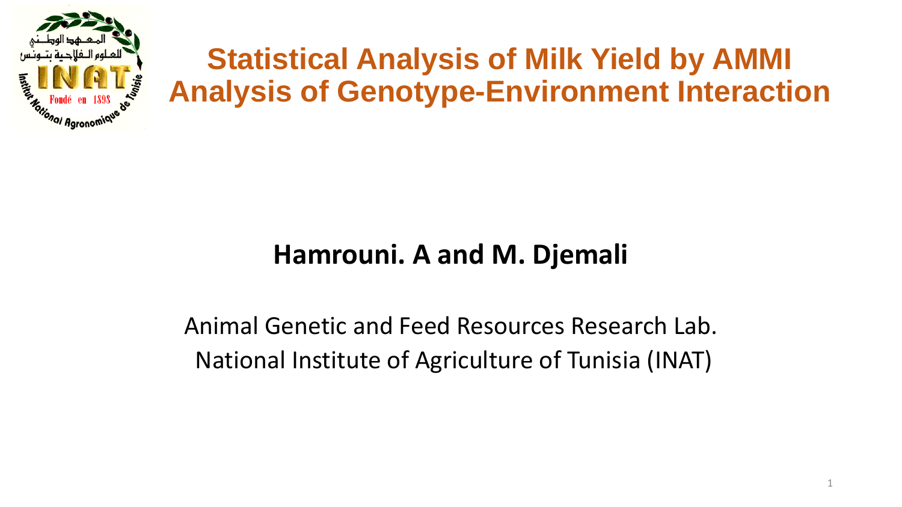# Statistical Analysis of Milk Yield by AMMI Analysis of Genotype-Environment Interaction

**Hamrouni. A and M. Djemali**

Animal Genetic and Feed Resources Research Lab.
National Institute of Agriculture of Tunisia (INAT)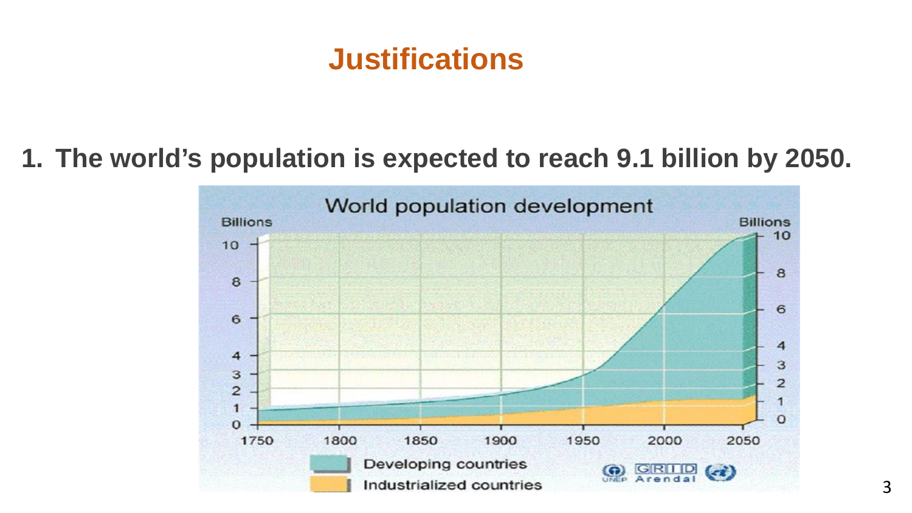# Justifications

1. The world's population is expected to reach 9.1 billion by 2050.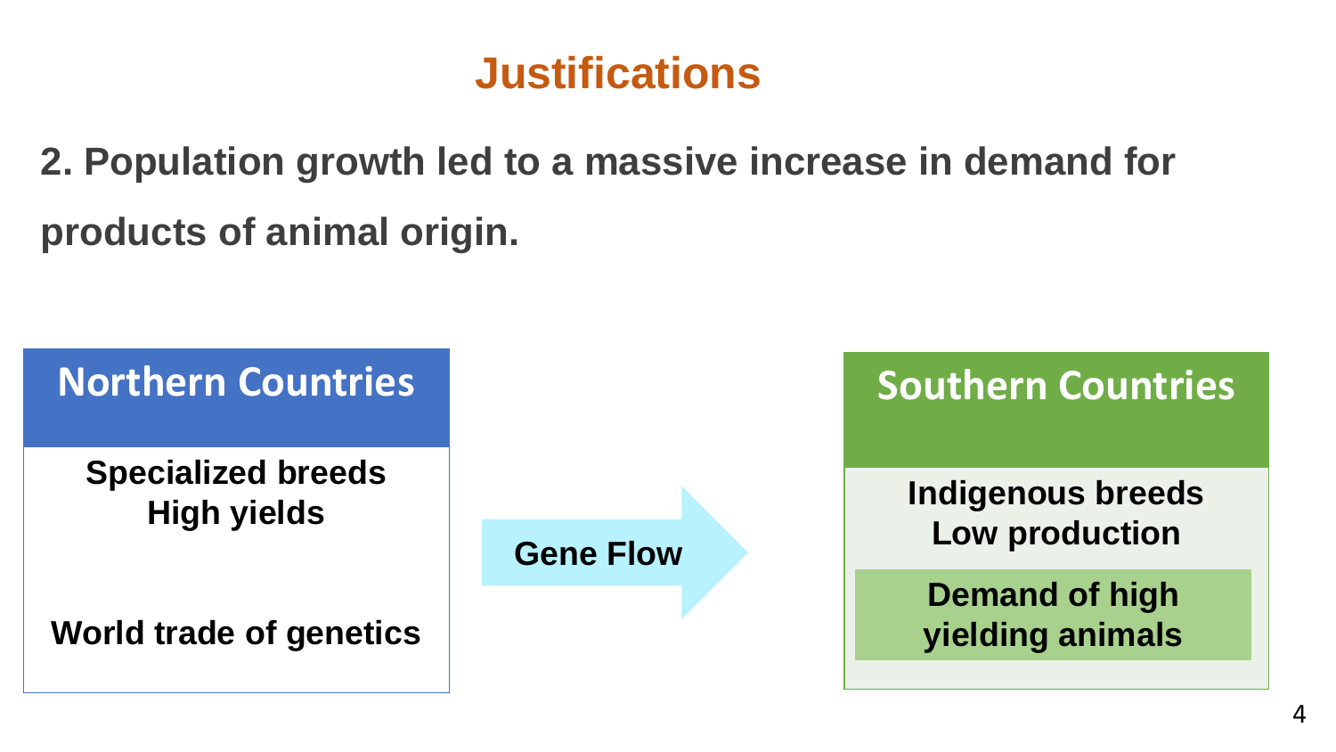# Justifications

**2. Population growth led to a massive increase in demand for products of animal origin.**

## Northern Countries

**Specialized breeds**
**High yields**

**World trade of genetics**

**Gene Flow** →

## Southern Countries

**Indigenous breeds**
**Low production**

**Demand of high yielding animals**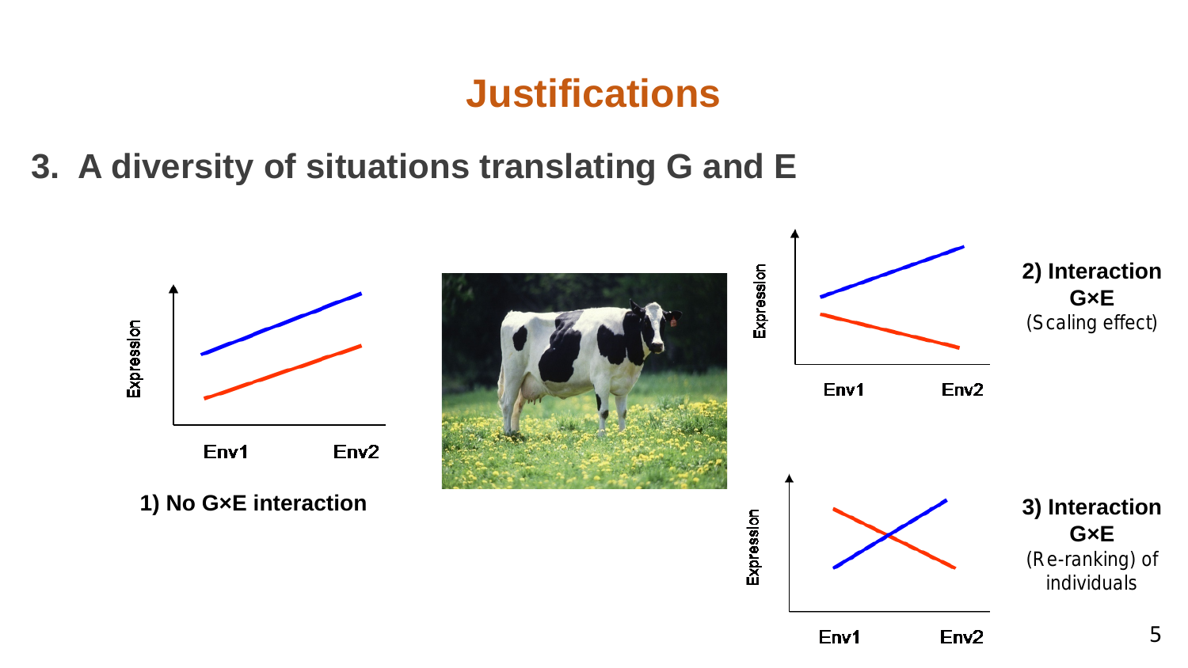# Justifications

## 3. A diversity of situations translating G and E

Expression

Env1 Env2

**1) No G×E interaction**

Expression

Env1 Env2

**2) Interaction G×E**
(Scaling effect)

Expression

Env1 Env2

**3) Interaction G×E**
(Re-ranking) of individuals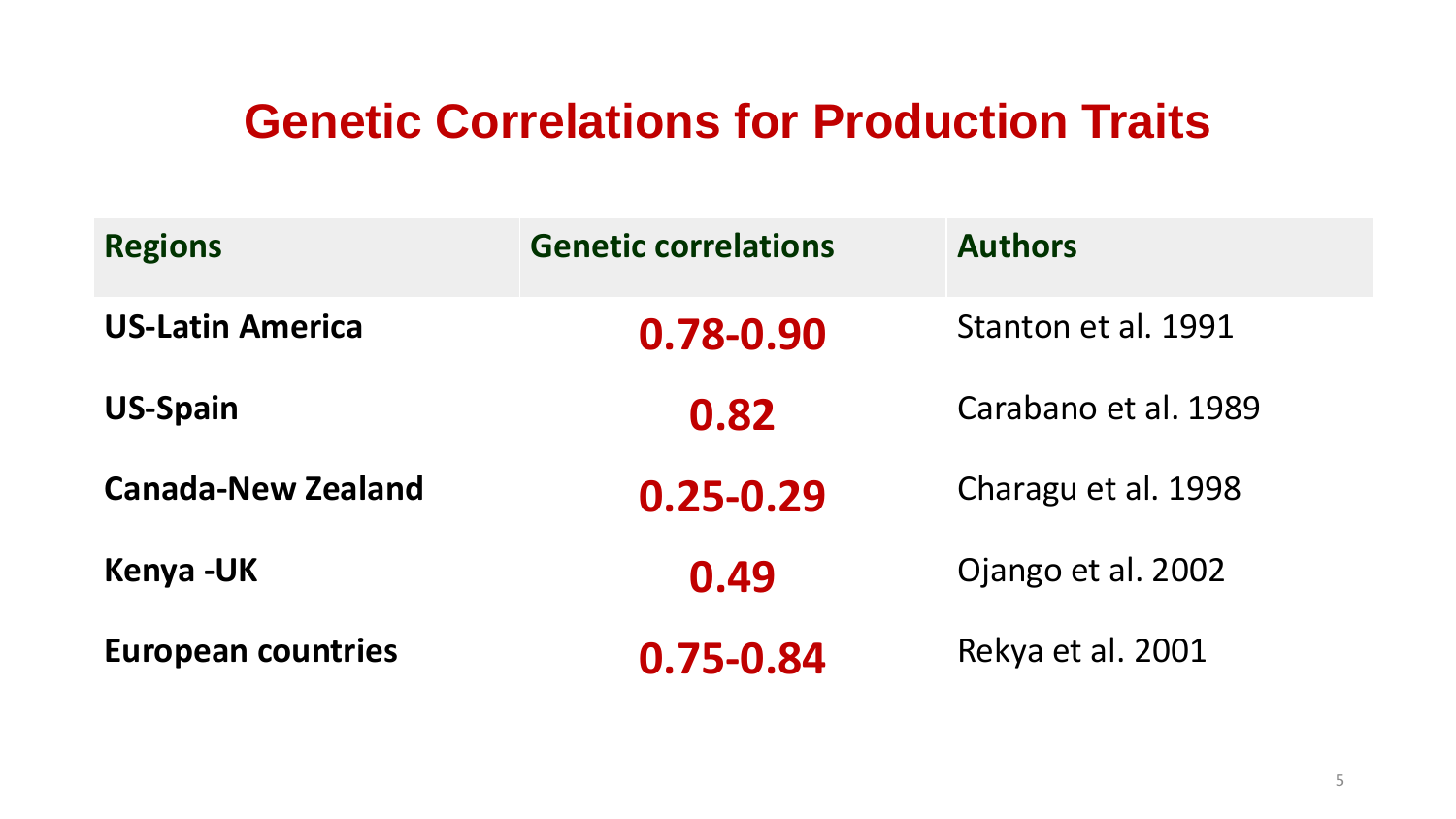# Genetic Correlations for Production Traits

| Regions | Genetic correlations | Authors |
|---|---|---|
| **US-Latin America** | **0.78-0.90** | Stanton et al. 1991 |
| **US-Spain** | **0.82** | Carabano et al. 1989 |
| **Canada-New Zealand** | **0.25-0.29** | Charagu et al. 1998 |
| **Kenya -UK** | **0.49** | Ojango et al. 2002 |
| **European countries** | **0.75-0.84** | Rekya et al. 2001 |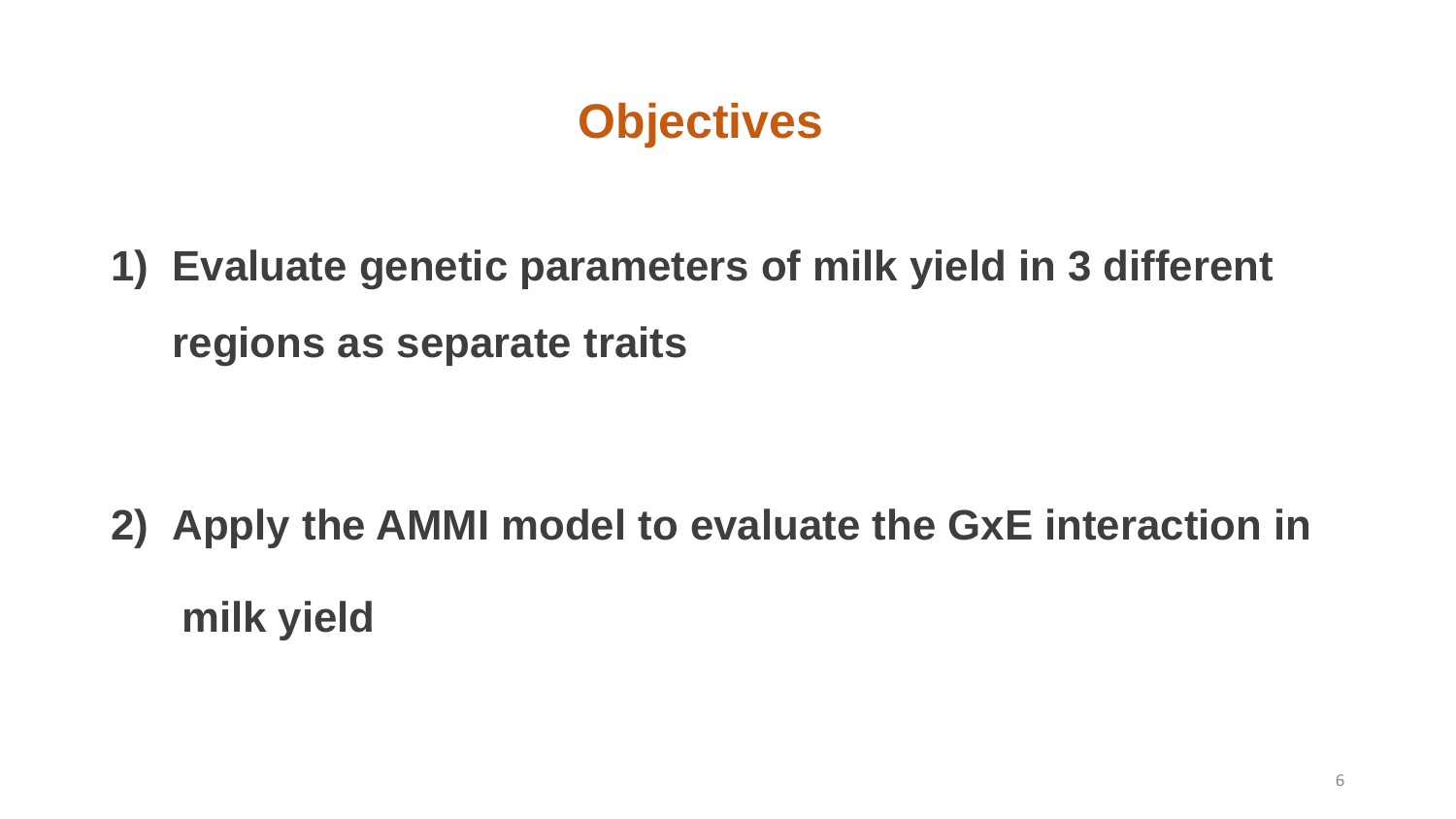# Objectives

1) **Evaluate genetic parameters of milk yield in 3 different regions as separate traits**

2) **Apply the AMMI model to evaluate the GxE interaction in milk yield**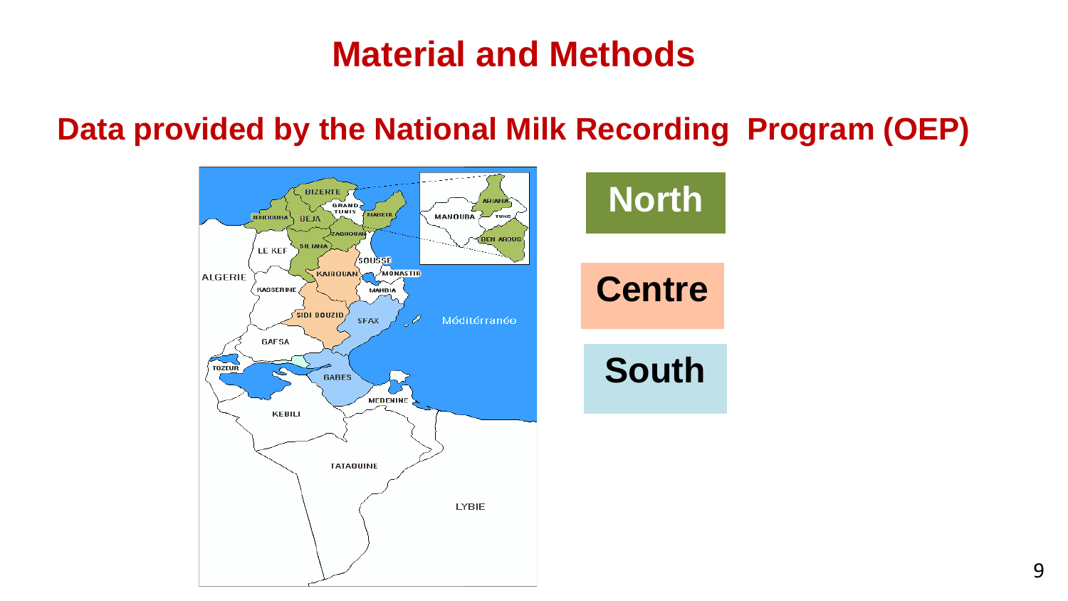# Material and Methods

## Data provided by the National Milk Recording Program (OEP)

North

Centre

South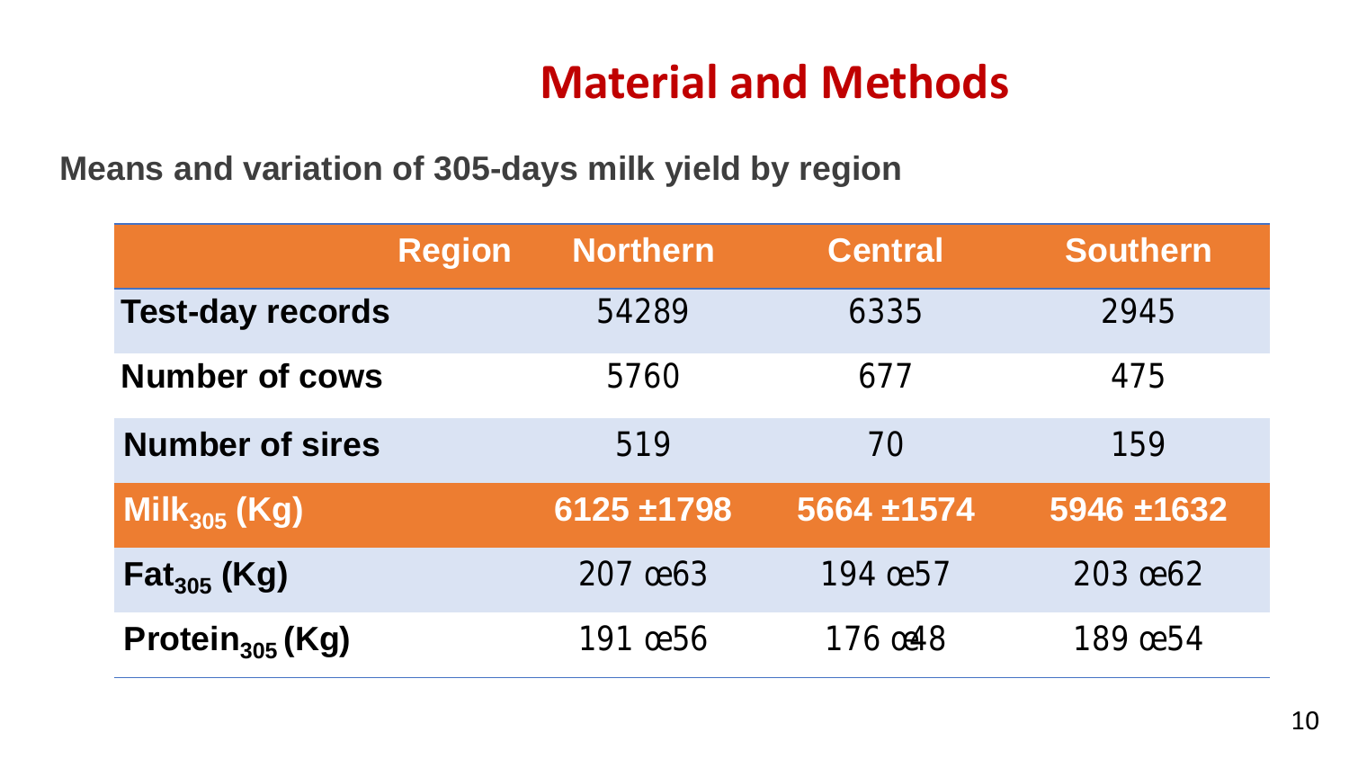# Material and Methods

**Means and variation of 305-days milk yield by region**

| Region | Northern | Central | Southern |
|---|---|---|---|
| **Test-day records** | 54289 | 6335 | 2945 |
| **Number of cows** | 5760 | 677 | 475 |
| **Number of sires** | 519 | 70 | 159 |
| **$Milk_{305}$ (Kg)** | **6125 ±1798** | **5664 ±1574** | **5946 ±1632** |
| **$Fat_{305}$ (Kg)** | 207 œ63 | 194 œ57 | 203 œ62 |
| **$Protein_{305}$ (Kg)** | 191 œ56 | 176 œ48 | 189 œ54 |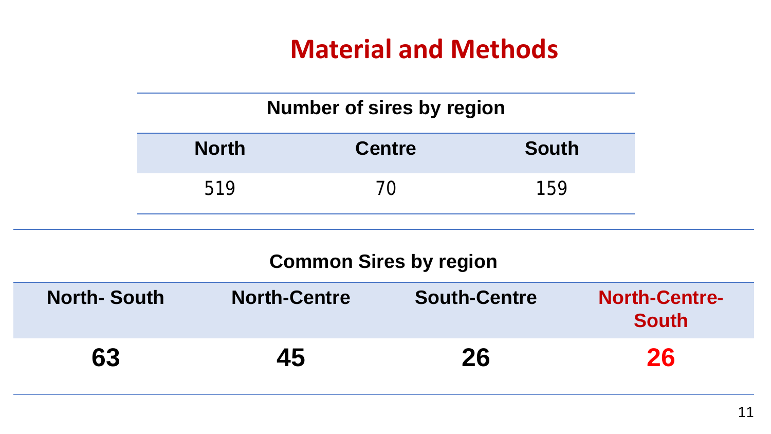# Material and Methods

| Number of sires by region | | |
|---|---|---|
| **North** | **Centre** | **South** |
| 519 | 70 | 159 |

| Common Sires by region | | | |
|---|---|---|---|
| **North- South** | **North-Centre** | **South-Centre** | **North-Centre-South** |
| **63** | **45** | **26** | **26** |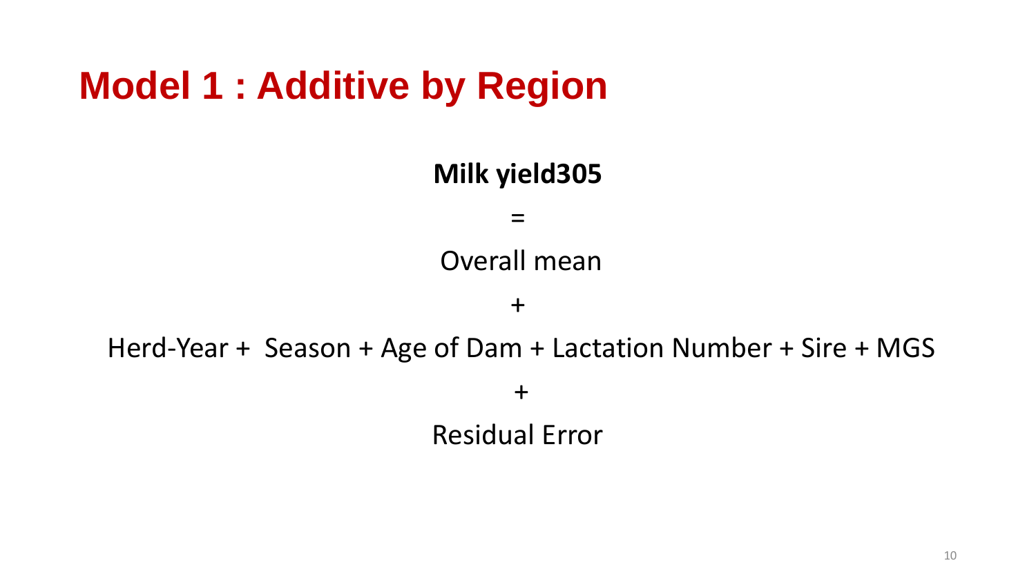# Model 1 : Additive by Region

**Milk yield305**

=

Overall mean

+

Herd-Year + Season + Age of Dam + Lactation Number + Sire + MGS

+

Residual Error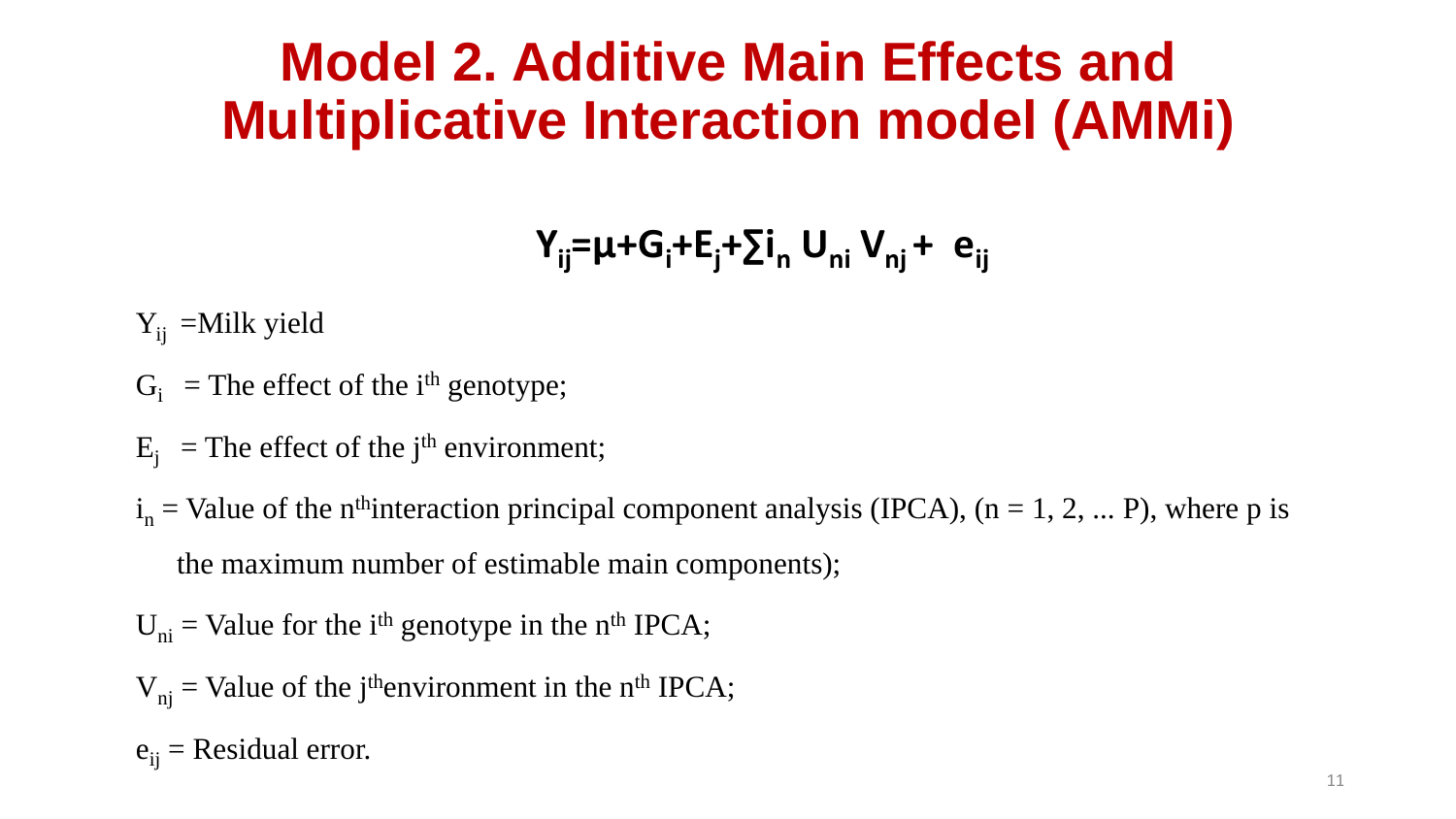# Model 2. Additive Main Effects and Multiplicative Interaction model (AMMi)

$$Y_{ij}=\mu+G_i+E_j+\sum i_n \, U_{ni} \, V_{nj} + e_{ij}$$

$Y_{ij}$ =Milk yield

$G_i$ = The effect of the $i^{th}$ genotype;

$E_j$ = The effect of the $j^{th}$ environment;

$i_n$ = Value of the $n^{th}$interaction principal component analysis (IPCA), (n = 1, 2, ... P), where p is the maximum number of estimable main components);

$U_{ni}$ = Value for the $i^{th}$ genotype in the $n^{th}$ IPCA;

$V_{nj}$ = Value of the $j^{th}$environment in the $n^{th}$ IPCA;

$e_{ij}$ = Residual error.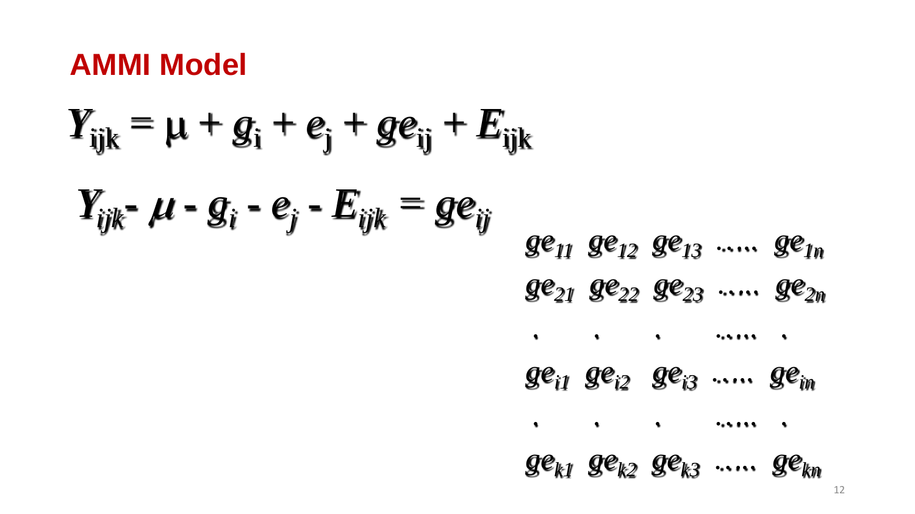# AMMI Model

$$Y_{ijk} = \mu + g_i + e_j + ge_{ij} + E_{ijk}$$

$$Y_{ijk} - \mu - g_i - e_j - E_{ijk} = ge_{ij}$$

$$\begin{matrix} ge_{11} & ge_{12} & ge_{13} & \cdots\cdots & ge_{1n} \\ ge_{21} & ge_{22} & ge_{23} & \cdots\cdots & ge_{2n} \\ . & . & . & \cdots\cdots & . \\ ge_{i1} & ge_{i2} & ge_{i3} & \cdots\cdots & ge_{in} \\ . & . & . & \cdots\cdots & . \\ ge_{k1} & ge_{k2} & ge_{k3} & \cdots\cdots & ge_{kn} \end{matrix}$$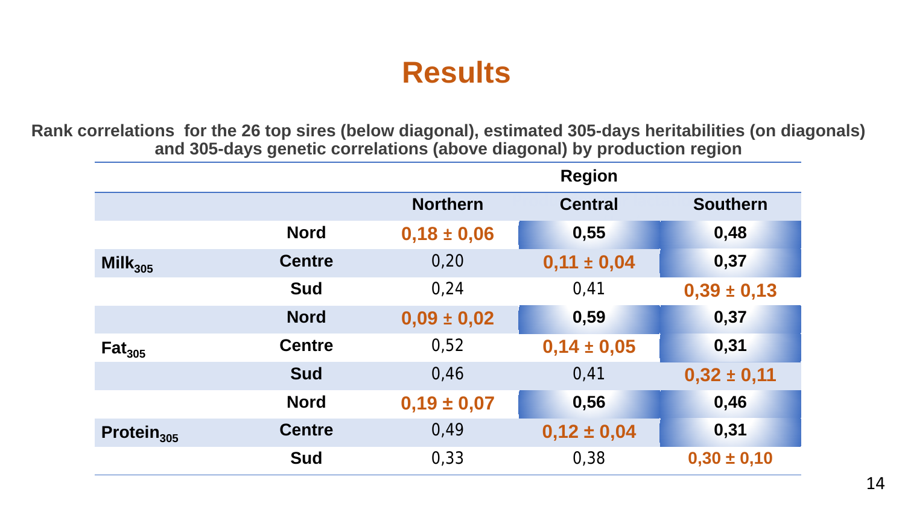# Results

**Rank correlations for the 26 top sires (below diagonal), estimated 305-days heritabilities (on diagonals) and 305-days genetic correlations (above diagonal) by production region**

| | | Region | | |
|---|---|---|---|---|
| | | **Northern** | **Central** | **Southern** |
| | **Nord** | **0,18 ± 0,06** | **0,55** | **0,48** |
| **$Milk_{305}$** | **Centre** | 0,20 | **0,11 ± 0,04** | **0,37** |
| | **Sud** | 0,24 | 0,41 | **0,39 ± 0,13** |
| | **Nord** | **0,09 ± 0,02** | **0,59** | **0,37** |
| **$Fat_{305}$** | **Centre** | 0,52 | **0,14 ± 0,05** | **0,31** |
| | **Sud** | 0,46 | 0,41 | **0,32 ± 0,11** |
| | **Nord** | **0,19 ± 0,07** | **0,56** | **0,46** |
| **$Protein_{305}$** | **Centre** | 0,49 | **0,12 ± 0,04** | **0,31** |
| | **Sud** | 0,33 | 0,38 | **0,30 ± 0,10** |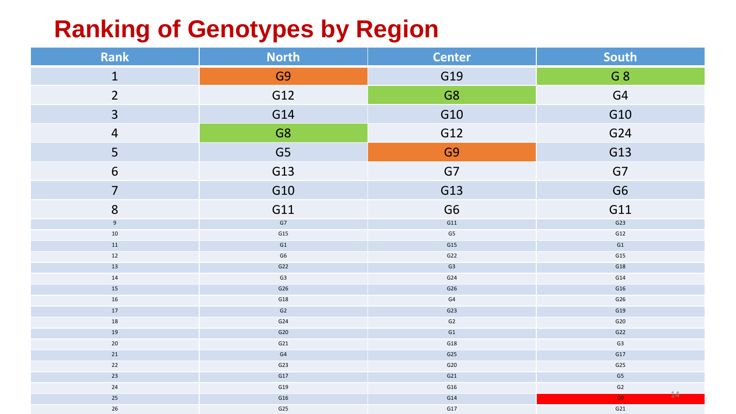# Ranking of Genotypes by Region

| Rank | North | Center | South |
|---|---|---|---|
| 1 | G9 | G19 | G 8 |
| 2 | G12 | G8 | G4 |
| 3 | G14 | G10 | G10 |
| 4 | G8 | G12 | G24 |
| 5 | G5 | G9 | G13 |
| 6 | G13 | G7 | G7 |
| 7 | G10 | G13 | G6 |
| 8 | G11 | G6 | G11 |
| 9 | G7 | G11 | G23 |
| 10 | G15 | G5 | G12 |
| 11 | G1 | G15 | G1 |
| 12 | G6 | G22 | G15 |
| 13 | G22 | G3 | G18 |
| 14 | G3 | G24 | G14 |
| 15 | G26 | G26 | G16 |
| 16 | G18 | G4 | G26 |
| 17 | G2 | G23 | G19 |
| 18 | G24 | G2 | G20 |
| 19 | G20 | G1 | G22 |
| 20 | G21 | G18 | G3 |
| 21 | G4 | G25 | G17 |
| 22 | G23 | G20 | G25 |
| 23 | G17 | G21 | G5 |
| 24 | G19 | G16 | G2 |
| 25 | G16 | G14 | G9 |
| 26 | G25 | G17 | G21 |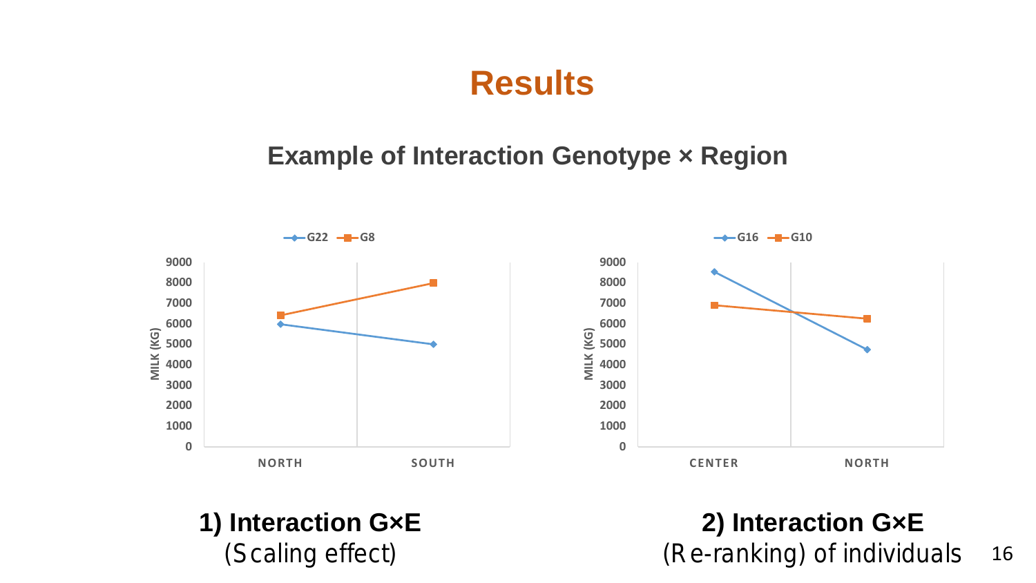# Results

## Example of Interaction Genotype × Region

G22 / G8

MILK (KG)

9000, 8000, 7000, 6000, 5000, 4000, 3000, 2000, 1000, 0

NORTH, SOUTH

G16 / G10

MILK (KG)

9000, 8000, 7000, 6000, 5000, 4000, 3000, 2000, 1000, 0

CENTER, NORTH

**1) Interaction G×E**
(Scaling effect)

**2) Interaction G×E**
(Re-ranking) of individuals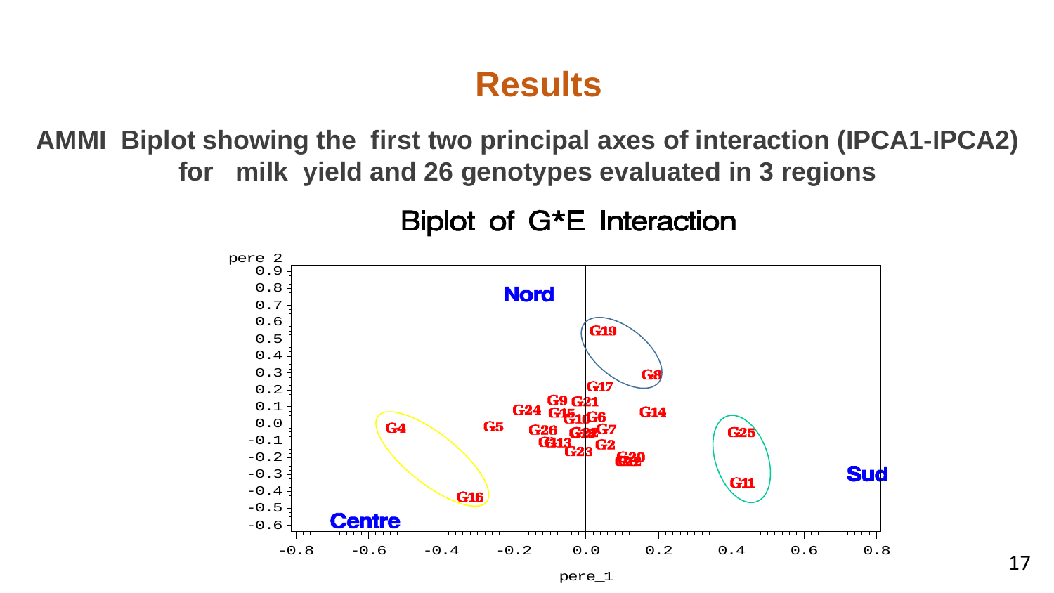# Results

**AMMI Biplot showing the first two principal axes of interaction (IPCA1-IPCA2) for milk yield and 26 genotypes evaluated in 3 regions**

Biplot of G*E Interaction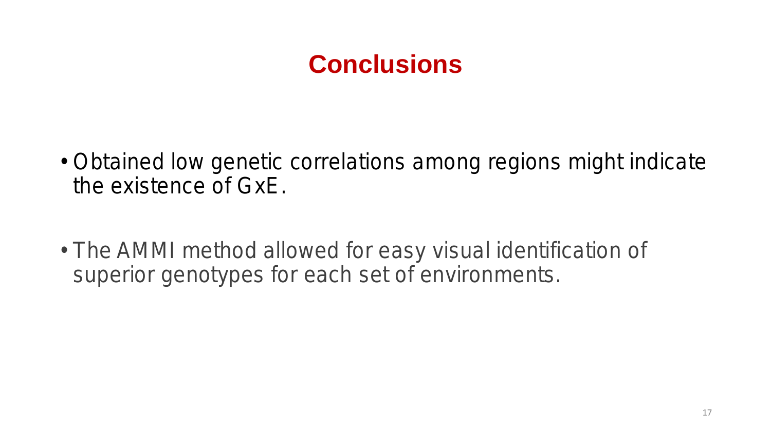# Conclusions

- Obtained low genetic correlations among regions might indicate the existence of GxE.
- The AMMI method allowed for easy visual identification of superior genotypes for each set of environments.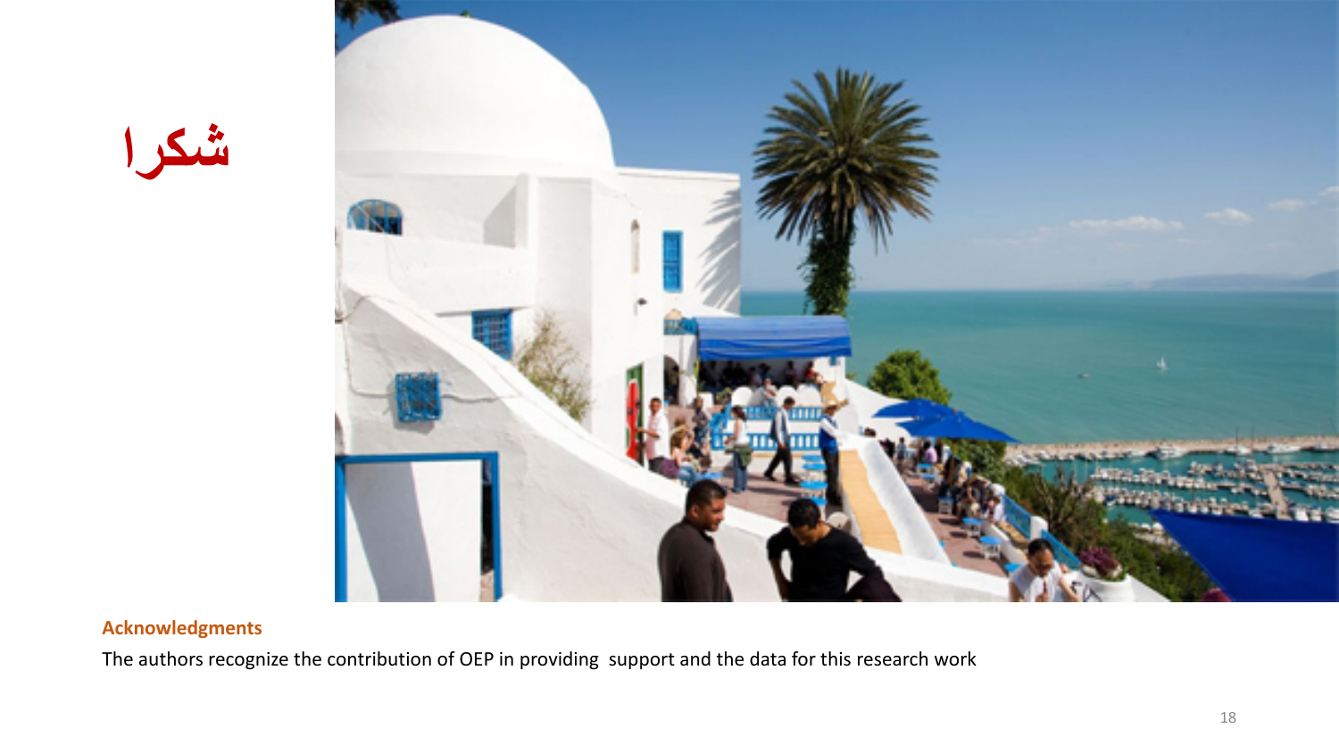# شكرا

**Acknowledgments**

The authors recognize the contribution of OEP in providing support and the data for this research work